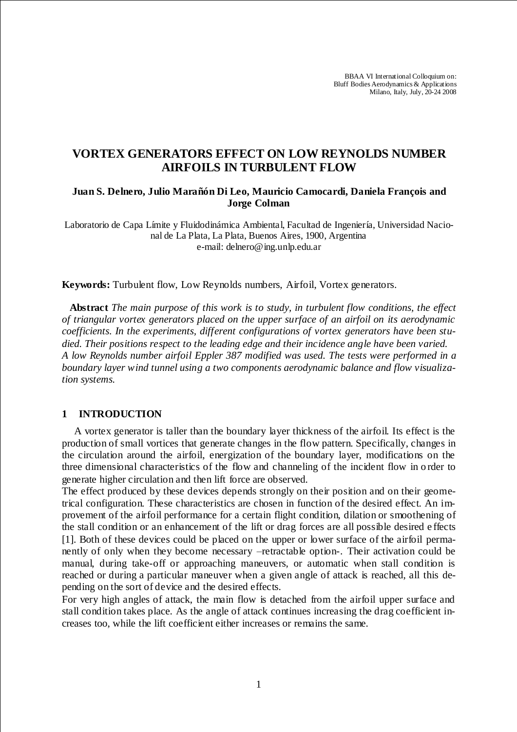BBAA VI International Colloquium on:
Bluff Bodies Aerodynamics & Applications
Milano, Italy, July, 20-24 2008

# VORTEX GENERATORS EFFECT ON LOW REYNOLDS NUMBER AIRFOILS IN TURBULENT FLOW

**Juan S. Delnero, Julio Marañón Di Leo, Mauricio Camocardi, Daniela François and Jorge Colman**

Laboratorio de Capa Límite y Fluidodinámica Ambiental, Facultad de Ingeniería, Universidad Nacional de La Plata, La Plata, Buenos Aires, 1900, Argentina
e-mail: delnero@ing.unlp.edu.ar

**Keywords:** Turbulent flow, Low Reynolds numbers, Airfoil, Vortex generators.

**Abstract** *The main purpose of this work is to study, in turbulent flow conditions, the effect of triangular vortex generators placed on the upper surface of an airfoil on its aerodynamic coefficients. In the experiments, different configurations of vortex generators have been studied. Their positions respect to the leading edge and their incidence angle have been varied. A low Reynolds number airfoil Eppler 387 modified was used. The tests were performed in a boundary layer wind tunnel using a two components aerodynamic balance and flow visualization systems.*

## 1 INTRODUCTION

A vortex generator is taller than the boundary layer thickness of the airfoil. Its effect is the production of small vortices that generate changes in the flow pattern. Specifically, changes in the circulation around the airfoil, energization of the boundary layer, modifications on the three dimensional characteristics of the flow and channeling of the incident flow in order to generate higher circulation and then lift force are observed.

The effect produced by these devices depends strongly on their position and on their geometrical configuration. These characteristics are chosen in function of the desired effect. An improvement of the airfoil performance for a certain flight condition, dilation or smoothening of the stall condition or an enhancement of the lift or drag forces are all possible desired effects [1]. Both of these devices could be placed on the upper or lower surface of the airfoil permanently of only when they become necessary –retractable option-. Their activation could be manual, during take-off or approaching maneuvers, or automatic when stall condition is reached or during a particular maneuver when a given angle of attack is reached, all this depending on the sort of device and the desired effects.

For very high angles of attack, the main flow is detached from the airfoil upper surface and stall condition takes place. As the angle of attack continues increasing the drag coefficient increases too, while the lift coefficient either increases or remains the same.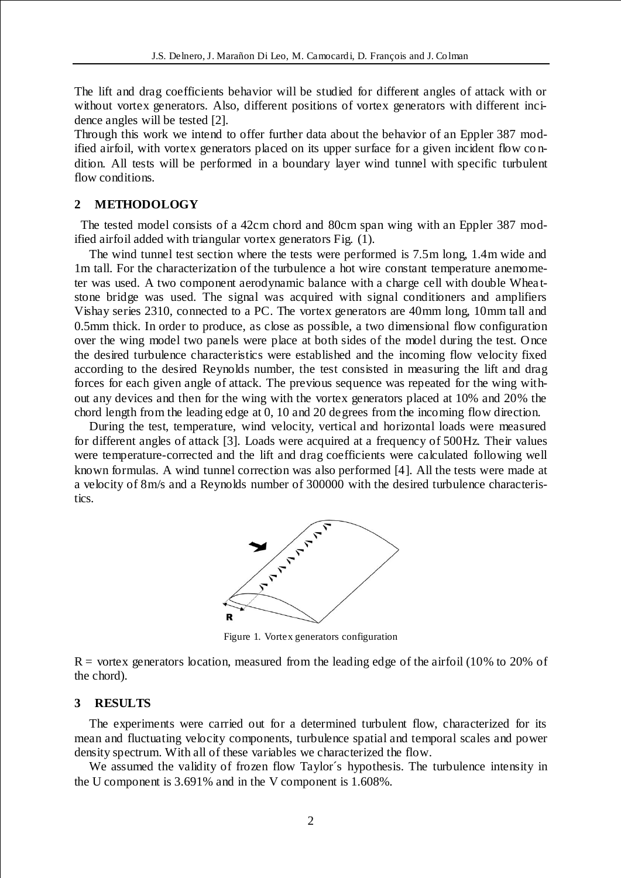The lift and drag coefficients behavior will be studied for different angles of attack with or without vortex generators. Also, different positions of vortex generators with different incidence angles will be tested [2].

Through this work we intend to offer further data about the behavior of an Eppler 387 modified airfoil, with vortex generators placed on its upper surface for a given incident flow condition. All tests will be performed in a boundary layer wind tunnel with specific turbulent flow conditions.

## 2 METHODOLOGY

The tested model consists of a 42cm chord and 80cm span wing with an Eppler 387 modified airfoil added with triangular vortex generators Fig. (1).

The wind tunnel test section where the tests were performed is 7.5m long, 1.4m wide and 1m tall. For the characterization of the turbulence a hot wire constant temperature anemometer was used. A two component aerodynamic balance with a charge cell with double Wheatstone bridge was used. The signal was acquired with signal conditioners and amplifiers Vishay series 2310, connected to a PC. The vortex generators are 40mm long, 10mm tall and 0.5mm thick. In order to produce, as close as possible, a two dimensional flow configuration over the wing model two panels were place at both sides of the model during the test. Once the desired turbulence characteristics were established and the incoming flow velocity fixed according to the desired Reynolds number, the test consisted in measuring the lift and drag forces for each given angle of attack. The previous sequence was repeated for the wing without any devices and then for the wing with the vortex generators placed at 10% and 20% the chord length from the leading edge at 0, 10 and 20 degrees from the incoming flow direction.

During the test, temperature, wind velocity, vertical and horizontal loads were measured for different angles of attack [3]. Loads were acquired at a frequency of 500Hz. Their values were temperature-corrected and the lift and drag coefficients were calculated following well known formulas. A wind tunnel correction was also performed [4]. All the tests were made at a velocity of 8m/s and a Reynolds number of 300000 with the desired turbulence characteristics.

Figure 1. Vortex generators configuration

R = vortex generators location, measured from the leading edge of the airfoil (10% to 20% of the chord).

## 3 RESULTS

The experiments were carried out for a determined turbulent flow, characterized for its mean and fluctuating velocity components, turbulence spatial and temporal scales and power density spectrum. With all of these variables we characterized the flow.

We assumed the validity of frozen flow Taylor´s hypothesis. The turbulence intensity in the U component is 3.691% and in the V component is 1.608%.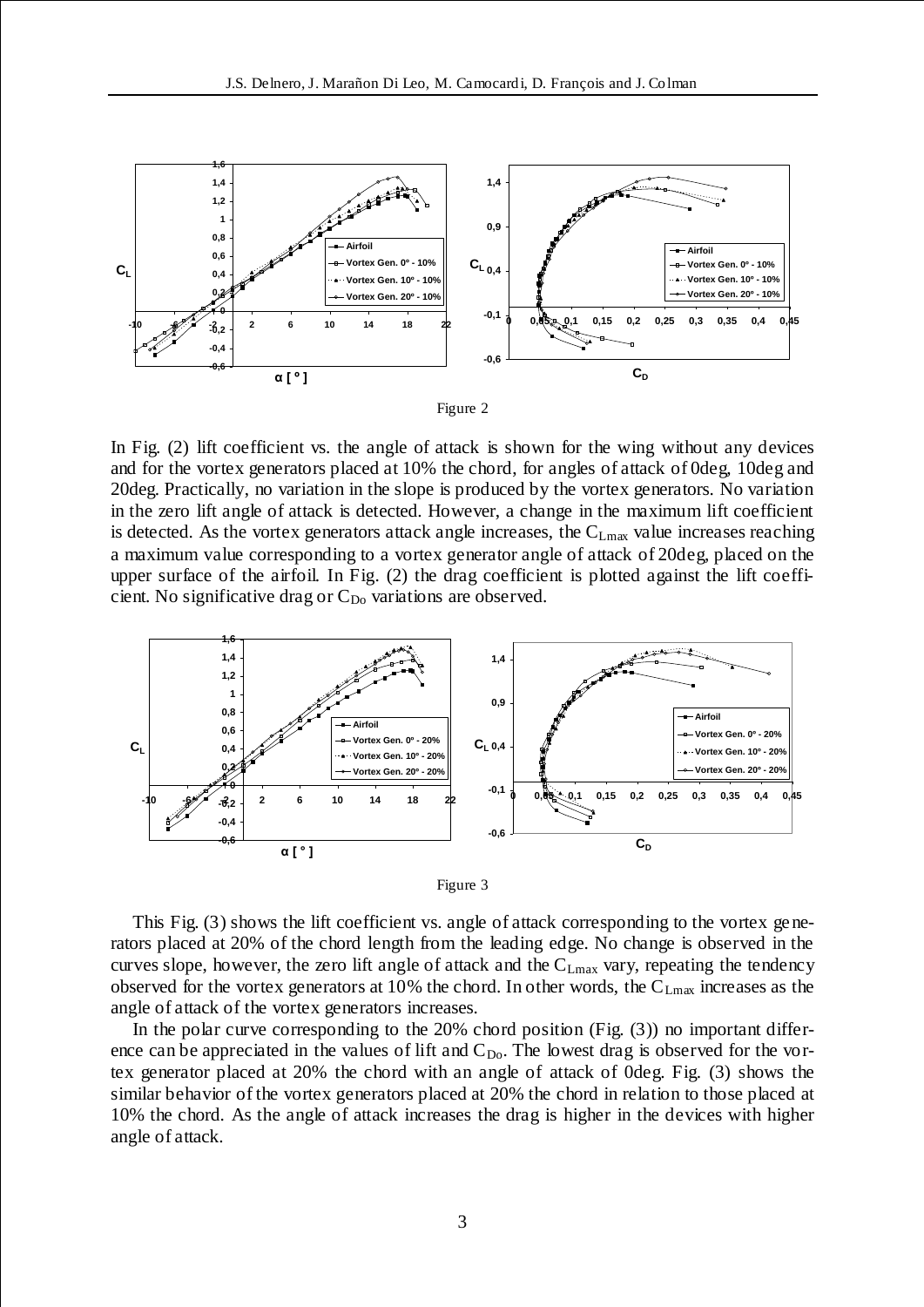Figure 2

In Fig. (2) lift coefficient vs. the angle of attack is shown for the wing without any devices and for the vortex generators placed at 10% the chord, for angles of attack of 0deg, 10deg and 20deg. Practically, no variation in the slope is produced by the vortex generators. No variation in the zero lift angle of attack is detected. However, a change in the maximum lift coefficient is detected. As the vortex generators attack angle increases, the $C_{Lmax}$ value increases reaching a maximum value corresponding to a vortex generator angle of attack of 20deg, placed on the upper surface of the airfoil. In Fig. (2) the drag coefficient is plotted against the lift coefficient. No significative drag or $C_{Do}$ variations are observed.

Figure 3

This Fig. (3) shows the lift coefficient vs. angle of attack corresponding to the vortex generators placed at 20% of the chord length from the leading edge. No change is observed in the curves slope, however, the zero lift angle of attack and the $C_{Lmax}$ vary, repeating the tendency observed for the vortex generators at 10% the chord. In other words, the $C_{Lmax}$ increases as the angle of attack of the vortex generators increases.

In the polar curve corresponding to the 20% chord position (Fig. (3)) no important difference can be appreciated in the values of lift and $C_{Do}$. The lowest drag is observed for the vortex generator placed at 20% the chord with an angle of attack of 0deg. Fig. (3) shows the similar behavior of the vortex generators placed at 20% the chord in relation to those placed at 10% the chord. As the angle of attack increases the drag is higher in the devices with higher angle of attack.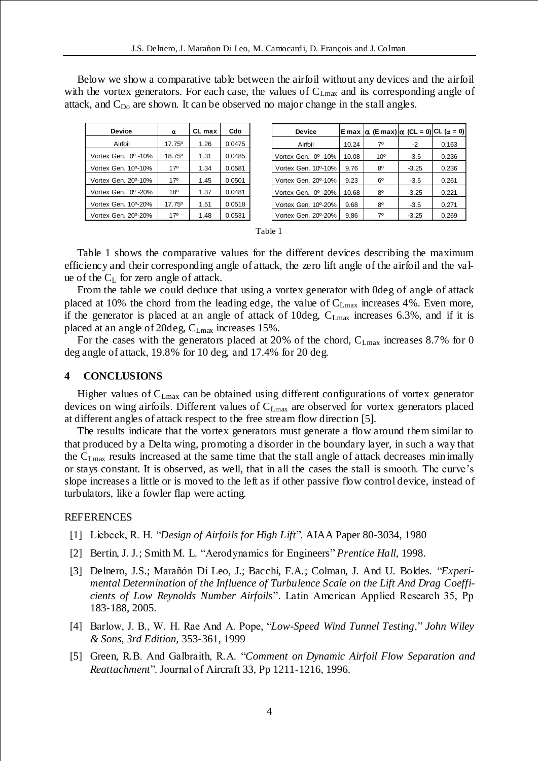Below we show a comparative table between the airfoil without any devices and the airfoil with the vortex generators. For each case, the values of $C_{Lmax}$ and its corresponding angle of attack, and $C_{Do}$ are shown. It can be observed no major change in the stall angles.

| Device | $\alpha$ | CL max | Cdo |
|---|---|---|---|
| Airfoil | 17.75º | 1.26 | 0.0475 |
| Vortex Gen. 0º -10% | 18.75º | 1.31 | 0.0485 |
| Vortex Gen. 10º-10% | 17º | 1.34 | 0.0581 |
| Vortex Gen. 20º-10% | 17º | 1.45 | 0.0501 |
| Vortex Gen. 0º -20% | 18º | 1.37 | 0.0481 |
| Vortex Gen. 10º-20% | 17.75º | 1.51 | 0.0518 |
| Vortex Gen. 20º-20% | 17º | 1.48 | 0.0531 |

| Device | E max | $\alpha$ (E max) | $\alpha$ (CL = 0) | CL ($\alpha$ = 0) |
|---|---|---|---|---|
| Airfoil | 10.24 | 7º | -2 | 0.163 |
| Vortex Gen. 0º -10% | 10.08 | 10º | -3.5 | 0.236 |
| Vortex Gen. 10º-10% | 9.76 | 8º | -3.25 | 0.236 |
| Vortex Gen. 20º-10% | 9.23 | 6º | -3.5 | 0.261 |
| Vortex Gen. 0º -20% | 10.68 | 8º | -3.25 | 0.221 |
| Vortex Gen. 10º-20% | 9.68 | 8º | -3.5 | 0.271 |
| Vortex Gen. 20º-20% | 9.86 | 7º | -3.25 | 0.269 |

Table 1

Table 1 shows the comparative values for the different devices describing the maximum efficiency and their corresponding angle of attack, the zero lift angle of the airfoil and the value of the $C_L$ for zero angle of attack.

From the table we could deduce that using a vortex generator with 0deg of angle of attack placed at 10% the chord from the leading edge, the value of $C_{Lmax}$ increases 4%. Even more, if the generator is placed at an angle of attack of 10deg, $C_{Lmax}$ increases 6.3%, and if it is placed at an angle of 20deg, $C_{Lmax}$ increases 15%.

For the cases with the generators placed at 20% of the chord, $C_{Lmax}$ increases 8.7% for 0 deg angle of attack, 19.8% for 10 deg, and 17.4% for 20 deg.

## 4 CONCLUSIONS

Higher values of $C_{Lmax}$ can be obtained using different configurations of vortex generator devices on wing airfoils. Different values of $C_{Lmax}$ are observed for vortex generators placed at different angles of attack respect to the free stream flow direction [5].

The results indicate that the vortex generators must generate a flow around them similar to that produced by a Delta wing, promoting a disorder in the boundary layer, in such a way that the $C_{Lmax}$ results increased at the same time that the stall angle of attack decreases minimally or stays constant. It is observed, as well, that in all the cases the stall is smooth. The curve's slope increases a little or is moved to the left as if other passive flow control device, instead of turbulators, like a fowler flap were acting.

## REFERENCES

[1] Liebeck, R. H. "*Design of Airfoils for High Lift*". AIAA Paper 80-3034, 1980

[2] Bertin, J. J.; Smith M. L. "Aerodynamics for Engineers" *Prentice Hall*, 1998.

[3] Delnero, J.S.; Marañón Di Leo, J.; Bacchi, F.A.; Colman, J. And U. Boldes. "*Experimental Determination of the Influence of Turbulence Scale on the Lift And Drag Coefficients of Low Reynolds Number Airfoils*". Latin American Applied Research 35, Pp 183-188, 2005.

[4] Barlow, J. B., W. H. Rae And A. Pope, "*Low-Speed Wind Tunnel Testing*," *John Wiley & Sons, 3rd Edition*, 353-361, 1999

[5] Green, R.B. And Galbraith, R.A. "*Comment on Dynamic Airfoil Flow Separation and Reattachment*". Journal of Aircraft 33, Pp 1211-1216, 1996.